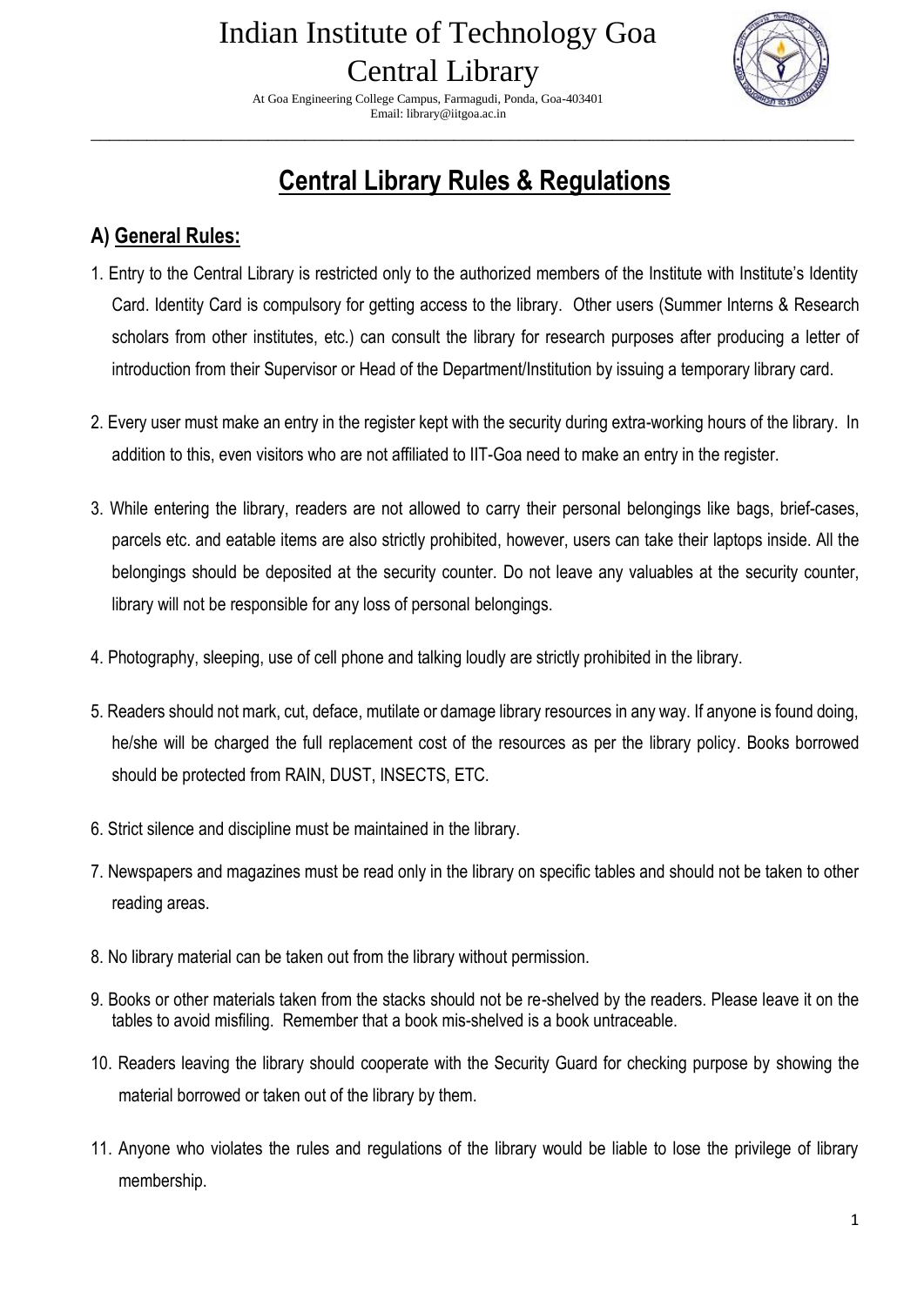# Indian Institute of Technology Goa
## Central Library

At Goa Engineering College Campus, Farmagudi, Ponda, Goa-403401
Email: library@iitgoa.ac.in

---

## Central Library Rules & Regulations

### A) General Rules:

1. Entry to the Central Library is restricted only to the authorized members of the Institute with Institute's Identity Card. Identity Card is compulsory for getting access to the library. Other users (Summer Interns & Research scholars from other institutes, etc.) can consult the library for research purposes after producing a letter of introduction from their Supervisor or Head of the Department/Institution by issuing a temporary library card.

2. Every user must make an entry in the register kept with the security during extra-working hours of the library. In addition to this, even visitors who are not affiliated to IIT-Goa need to make an entry in the register.

3. While entering the library, readers are not allowed to carry their personal belongings like bags, brief-cases, parcels etc. and eatable items are also strictly prohibited, however, users can take their laptops inside. All the belongings should be deposited at the security counter. Do not leave any valuables at the security counter, library will not be responsible for any loss of personal belongings.

4. Photography, sleeping, use of cell phone and talking loudly are strictly prohibited in the library.

5. Readers should not mark, cut, deface, mutilate or damage library resources in any way. If anyone is found doing, he/she will be charged the full replacement cost of the resources as per the library policy. Books borrowed should be protected from RAIN, DUST, INSECTS, ETC.

6. Strict silence and discipline must be maintained in the library.

7. Newspapers and magazines must be read only in the library on specific tables and should not be taken to other reading areas.

8. No library material can be taken out from the library without permission.

9. Books or other materials taken from the stacks should not be re-shelved by the readers. Please leave it on the tables to avoid misfiling. Remember that a book mis-shelved is a book untraceable.

10. Readers leaving the library should cooperate with the Security Guard for checking purpose by showing the material borrowed or taken out of the library by them.

11. Anyone who violates the rules and regulations of the library would be liable to lose the privilege of library membership.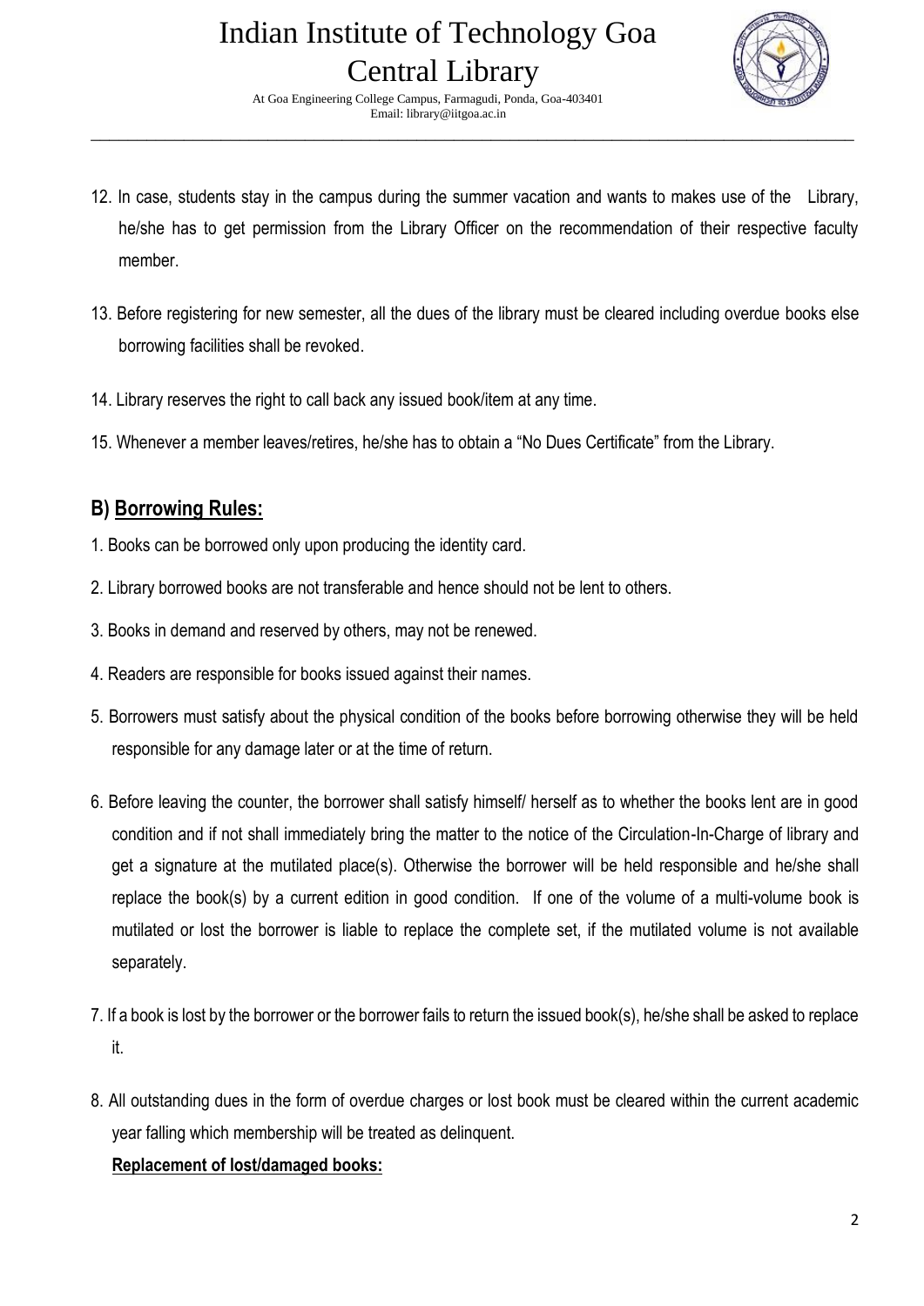12. In case, students stay in the campus during the summer vacation and wants to makes use of the Library, he/she has to get permission from the Library Officer on the recommendation of their respective faculty member.

13. Before registering for new semester, all the dues of the library must be cleared including overdue books else borrowing facilities shall be revoked.

14. Library reserves the right to call back any issued book/item at any time.

15. Whenever a member leaves/retires, he/she has to obtain a "No Dues Certificate" from the Library.

## B) Borrowing Rules:

1. Books can be borrowed only upon producing the identity card.
2. Library borrowed books are not transferable and hence should not be lent to others.
3. Books in demand and reserved by others, may not be renewed.
4. Readers are responsible for books issued against their names.
5. Borrowers must satisfy about the physical condition of the books before borrowing otherwise they will be held responsible for any damage later or at the time of return.
6. Before leaving the counter, the borrower shall satisfy himself/ herself as to whether the books lent are in good condition and if not shall immediately bring the matter to the notice of the Circulation-In-Charge of library and get a signature at the mutilated place(s). Otherwise the borrower will be held responsible and he/she shall replace the book(s) by a current edition in good condition. If one of the volume of a multi-volume book is mutilated or lost the borrower is liable to replace the complete set, if the mutilated volume is not available separately.
7. If a book is lost by the borrower or the borrower fails to return the issued book(s), he/she shall be asked to replace it.
8. All outstanding dues in the form of overdue charges or lost book must be cleared within the current academic year falling which membership will be treated as delinquent.

**Replacement of lost/damaged books:**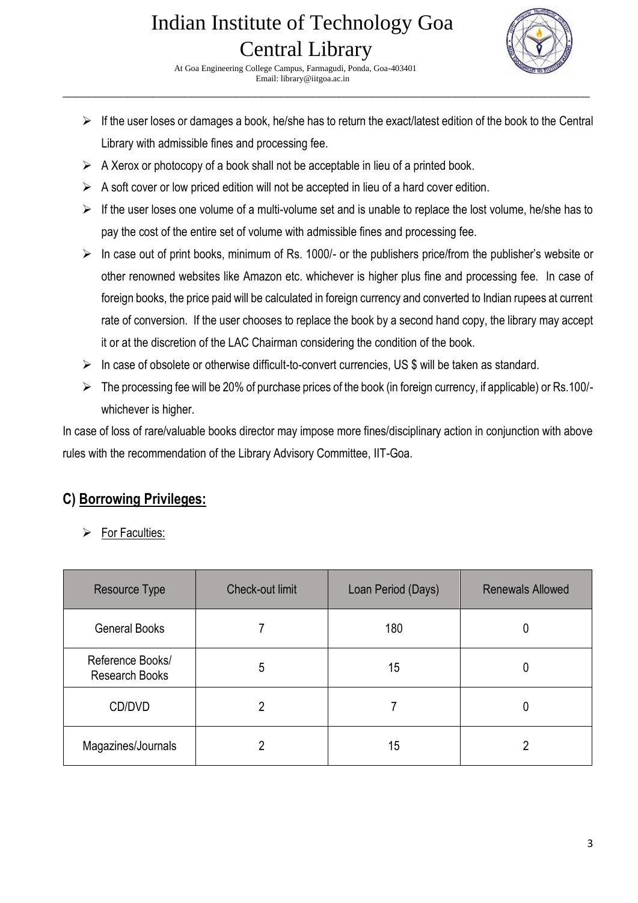- If the user loses or damages a book, he/she has to return the exact/latest edition of the book to the Central Library with admissible fines and processing fee.
- A Xerox or photocopy of a book shall not be acceptable in lieu of a printed book.
- A soft cover or low priced edition will not be accepted in lieu of a hard cover edition.
- If the user loses one volume of a multi-volume set and is unable to replace the lost volume, he/she has to pay the cost of the entire set of volume with admissible fines and processing fee.
- In case out of print books, minimum of Rs. 1000/- or the publishers price/from the publisher's website or other renowned websites like Amazon etc. whichever is higher plus fine and processing fee. In case of foreign books, the price paid will be calculated in foreign currency and converted to Indian rupees at current rate of conversion. If the user chooses to replace the book by a second hand copy, the library may accept it or at the discretion of the LAC Chairman considering the condition of the book.
- In case of obsolete or otherwise difficult-to-convert currencies, US $ will be taken as standard.
- The processing fee will be 20% of purchase prices of the book (in foreign currency, if applicable) or Rs.100/- whichever is higher.

In case of loss of rare/valuable books director may impose more fines/disciplinary action in conjunction with above rules with the recommendation of the Library Advisory Committee, IIT-Goa.

## C) Borrowing Privileges:

- For Faculties:

| Resource Type | Check-out limit | Loan Period (Days) | Renewals Allowed |
|---|---|---|---|
| General Books | 7 | 180 | 0 |
| Reference Books/ Research Books | 5 | 15 | 0 |
| CD/DVD | 2 | 7 | 0 |
| Magazines/Journals | 2 | 15 | 2 |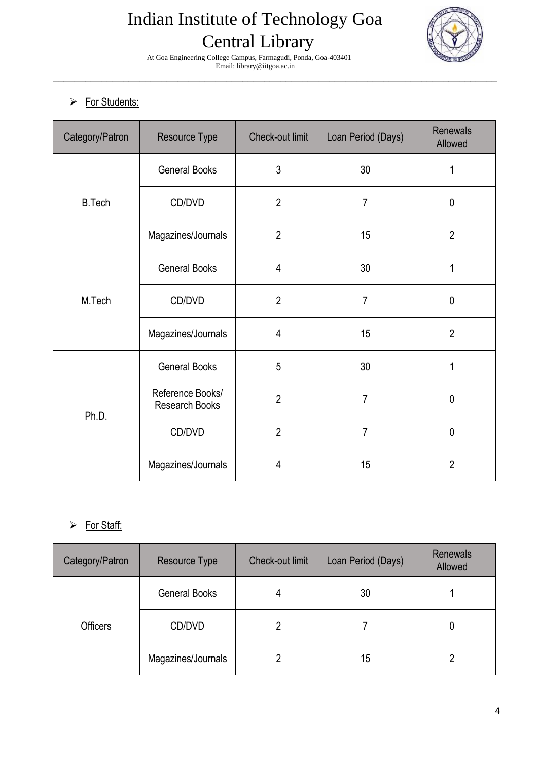- For Students:

| Category/Patron | Resource Type | Check-out limit | Loan Period (Days) | Renewals Allowed |
|---|---|---|---|---|
| B.Tech | General Books | 3 | 30 | 1 |
| | CD/DVD | 2 | 7 | 0 |
| | Magazines/Journals | 2 | 15 | 2 |
| M.Tech | General Books | 4 | 30 | 1 |
| | CD/DVD | 2 | 7 | 0 |
| | Magazines/Journals | 4 | 15 | 2 |
| Ph.D. | General Books | 5 | 30 | 1 |
| | Reference Books/ Research Books | 2 | 7 | 0 |
| | CD/DVD | 2 | 7 | 0 |
| | Magazines/Journals | 4 | 15 | 2 |

- For Staff:

| Category/Patron | Resource Type | Check-out limit | Loan Period (Days) | Renewals Allowed |
|---|---|---|---|---|
| Officers | General Books | 4 | 30 | 1 |
| | CD/DVD | 2 | 7 | 0 |
| | Magazines/Journals | 2 | 15 | 2 |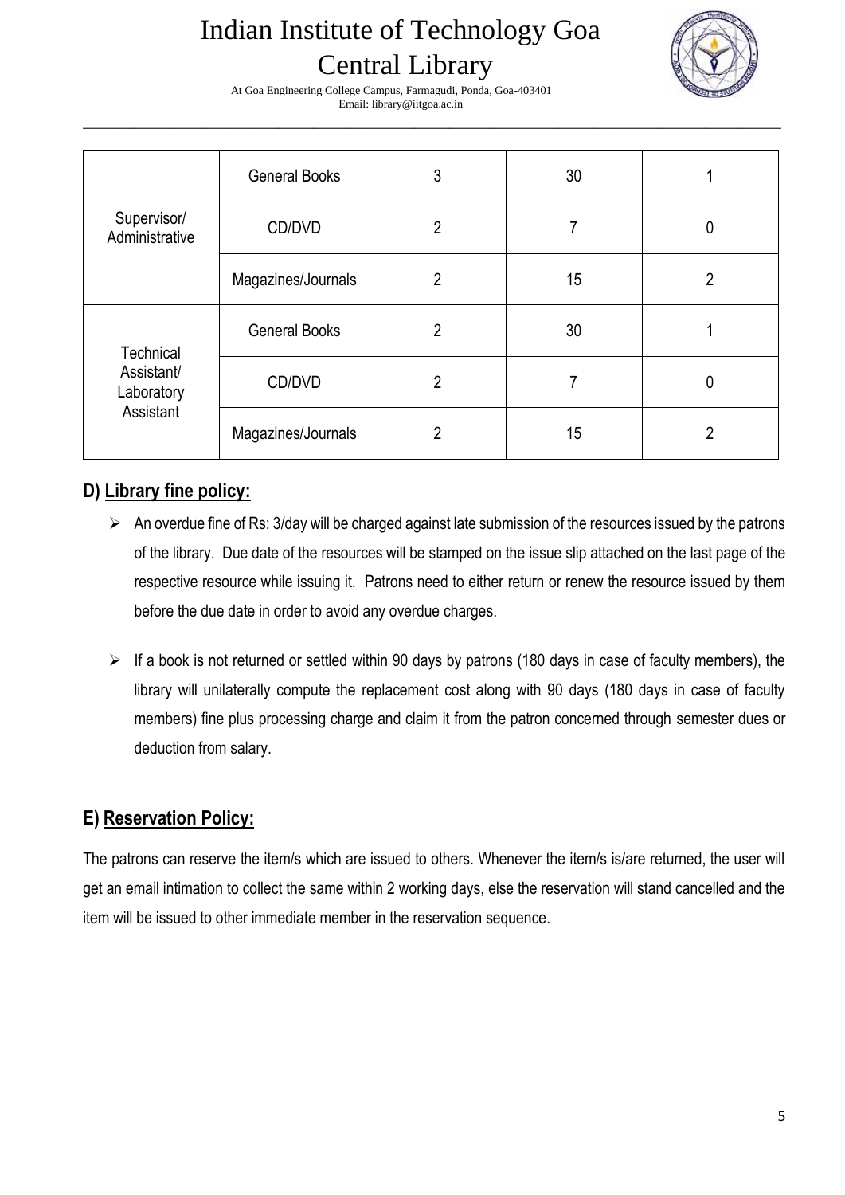| | | | | |
|---|---|---|---|---|
| Supervisor/ Administrative | General Books | 3 | 30 | 1 |
| | CD/DVD | 2 | 7 | 0 |
| | Magazines/Journals | 2 | 15 | 2 |
| Technical Assistant/ Laboratory Assistant | General Books | 2 | 30 | 1 |
| | CD/DVD | 2 | 7 | 0 |
| | Magazines/Journals | 2 | 15 | 2 |

## D) Library fine policy:

- An overdue fine of Rs: 3/day will be charged against late submission of the resources issued by the patrons of the library. Due date of the resources will be stamped on the issue slip attached on the last page of the respective resource while issuing it. Patrons need to either return or renew the resource issued by them before the due date in order to avoid any overdue charges.

- If a book is not returned or settled within 90 days by patrons (180 days in case of faculty members), the library will unilaterally compute the replacement cost along with 90 days (180 days in case of faculty members) fine plus processing charge and claim it from the patron concerned through semester dues or deduction from salary.

## E) Reservation Policy:

The patrons can reserve the item/s which are issued to others. Whenever the item/s is/are returned, the user will get an email intimation to collect the same within 2 working days, else the reservation will stand cancelled and the item will be issued to other immediate member in the reservation sequence.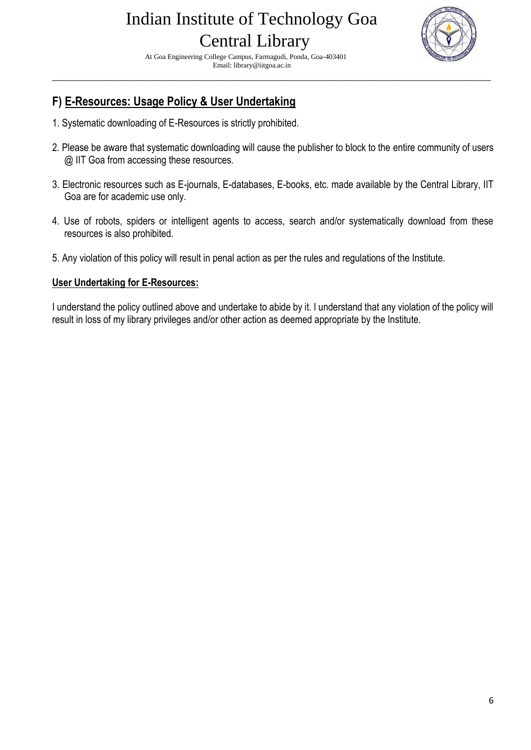# Indian Institute of Technology Goa
# Central Library

At Goa Engineering College Campus, Farmagudi, Ponda, Goa-403401
Email: library@iitgoa.ac.in

## F) E-Resources: Usage Policy & User Undertaking

1. Systematic downloading of E-Resources is strictly prohibited.
2. Please be aware that systematic downloading will cause the publisher to block to the entire community of users @ IIT Goa from accessing these resources.
3. Electronic resources such as E-journals, E-databases, E-books, etc. made available by the Central Library, IIT Goa are for academic use only.
4. Use of robots, spiders or intelligent agents to access, search and/or systematically download from these resources is also prohibited.
5. Any violation of this policy will result in penal action as per the rules and regulations of the Institute.

### User Undertaking for E-Resources:

I understand the policy outlined above and undertake to abide by it. I understand that any violation of the policy will result in loss of my library privileges and/or other action as deemed appropriate by the Institute.